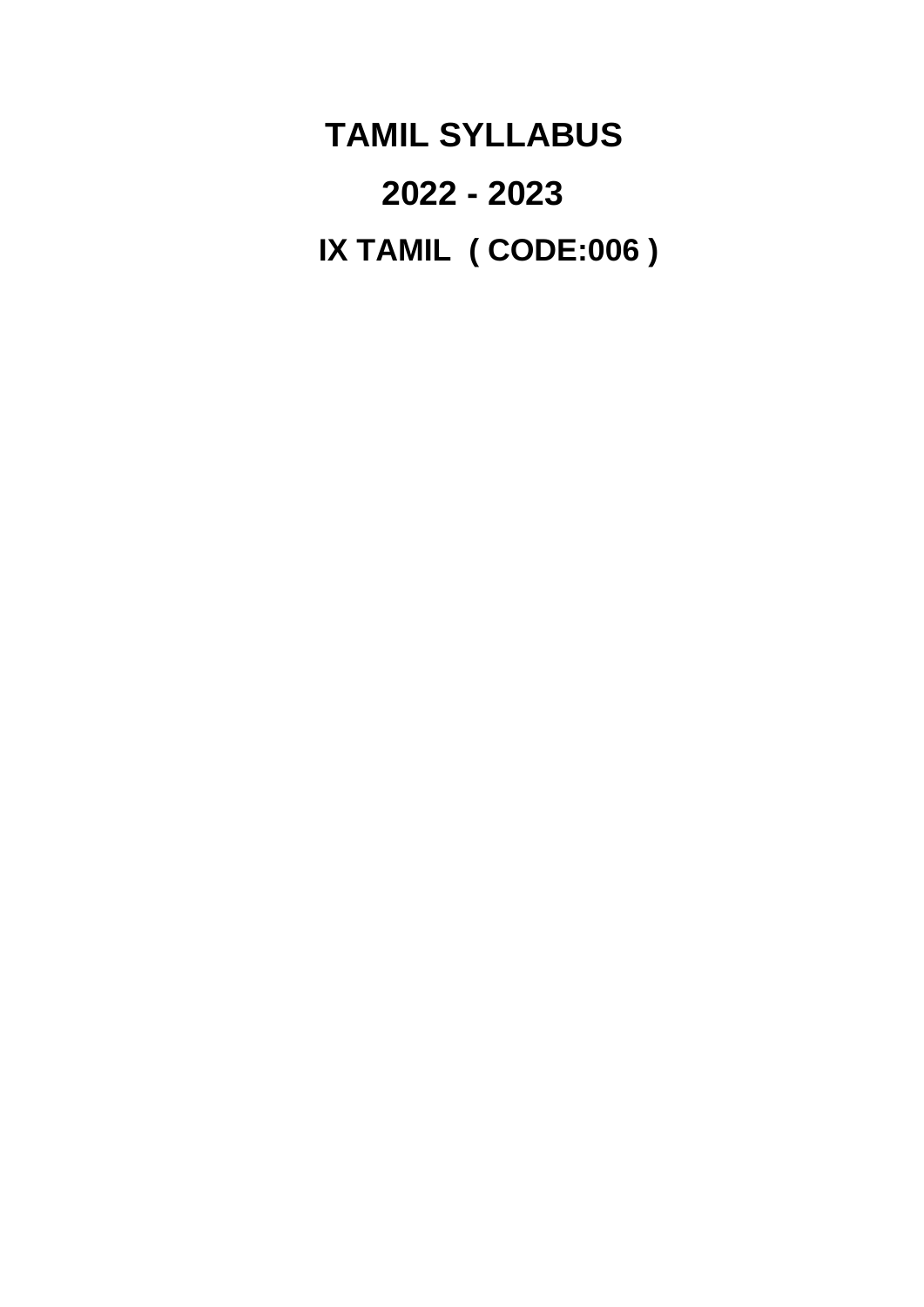# TAMIL SYLLABUS

## 2022 - 2023

## IX TAMIL ( CODE:006 )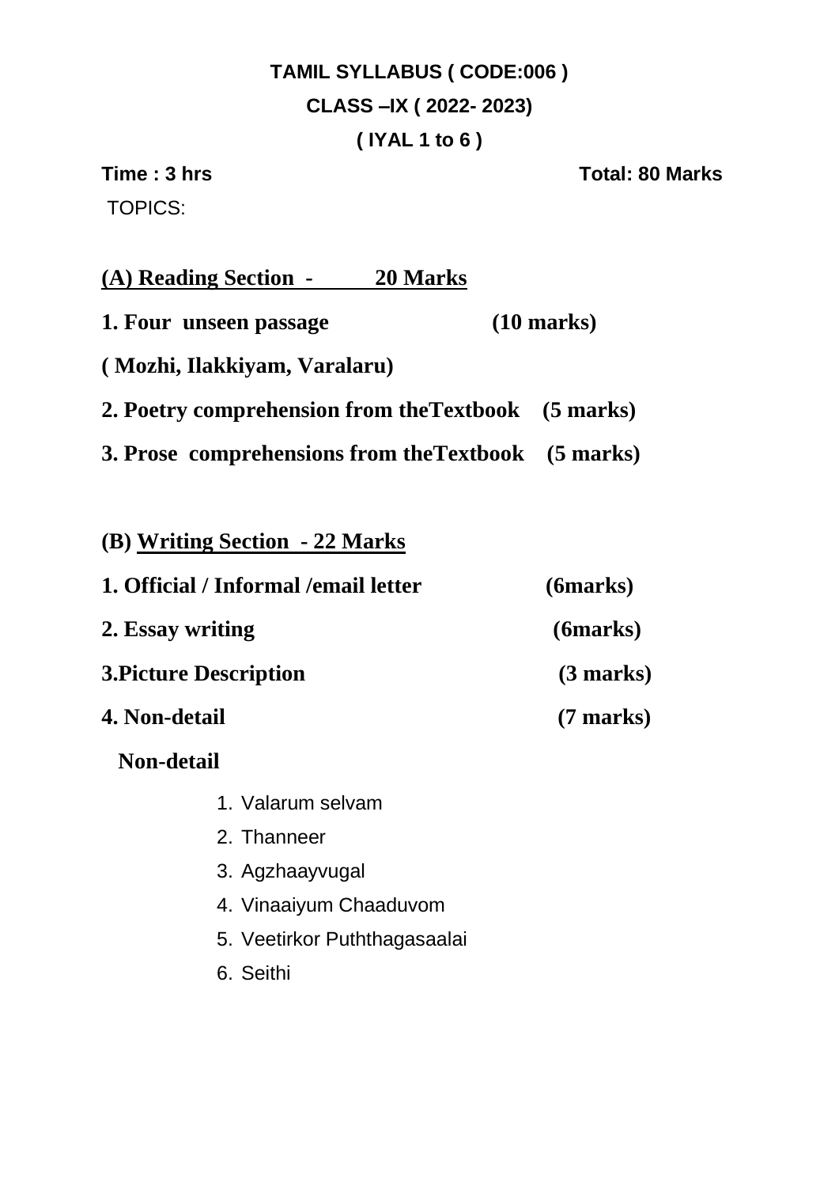# TAMIL SYLLABUS ( CODE:006 )

## CLASS –IX ( 2022- 2023)

## ( IYAL 1 to 6 )

**Time : 3 hrs** **Total: 80 Marks**

TOPICS:

**(A) Reading Section - 20 Marks**

**1. Four unseen passage (10 marks)**

**( Mozhi, Ilakkiyam, Varalaru)**

**2. Poetry comprehension from theTextbook (5 marks)**

**3. Prose comprehensions from theTextbook (5 marks)**

**(B) Writing Section - 22 Marks**

**1. Official / Informal /email letter (6marks)**

**2. Essay writing (6marks)**

**3.Picture Description (3 marks)**

**4. Non-detail (7 marks)**

**Non-detail**

1. Valarum selvam
2. Thanneer
3. Agzhaayvugal
4. Vinaaiyum Chaaduvom
5. Veetirkor Puththagasaalai
6. Seithi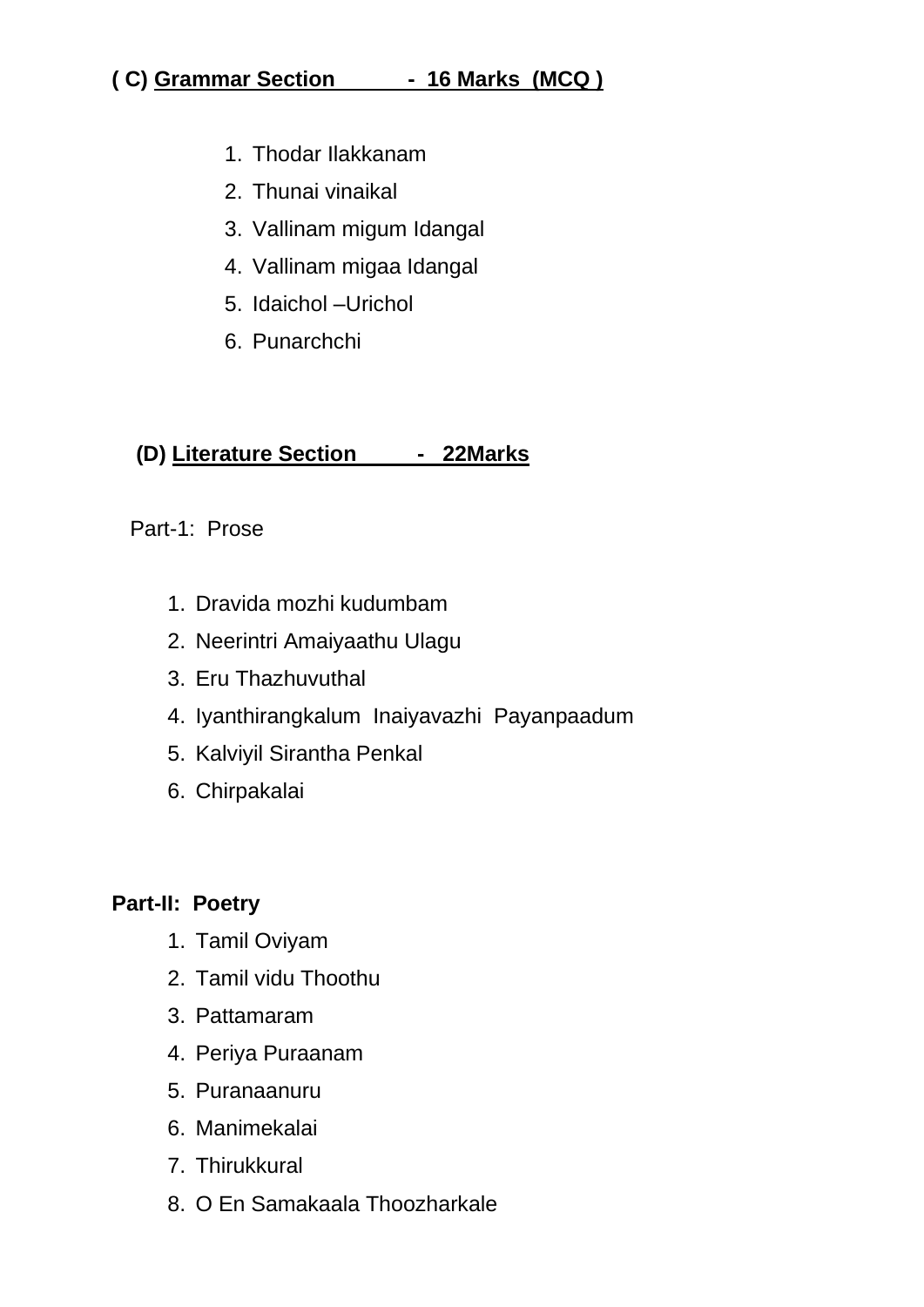**( C) Grammar Section - 16 Marks (MCQ )**

1. Thodar Ilakkanam
2. Thunai vinaikal
3. Vallinam migum Idangal
4. Vallinam migaa Idangal
5. Idaichol –Urichol
6. Punarchchi

**(D) Literature Section - 22Marks**

Part-1: Prose

1. Dravida mozhi kudumbam
2. Neerintri Amaiyaathu Ulagu
3. Eru Thazhuvuthal
4. Iyanthirangkalum Inaiyavazhi Payanpaadum
5. Kalviyil Sirantha Penkal
6. Chirpakalai

**Part-II: Poetry**

1. Tamil Oviyam
2. Tamil vidu Thoothu
3. Pattamaram
4. Periya Puraanam
5. Puranaanuru
6. Manimekalai
7. Thirukkural
8. O En Samakaala Thoozharkale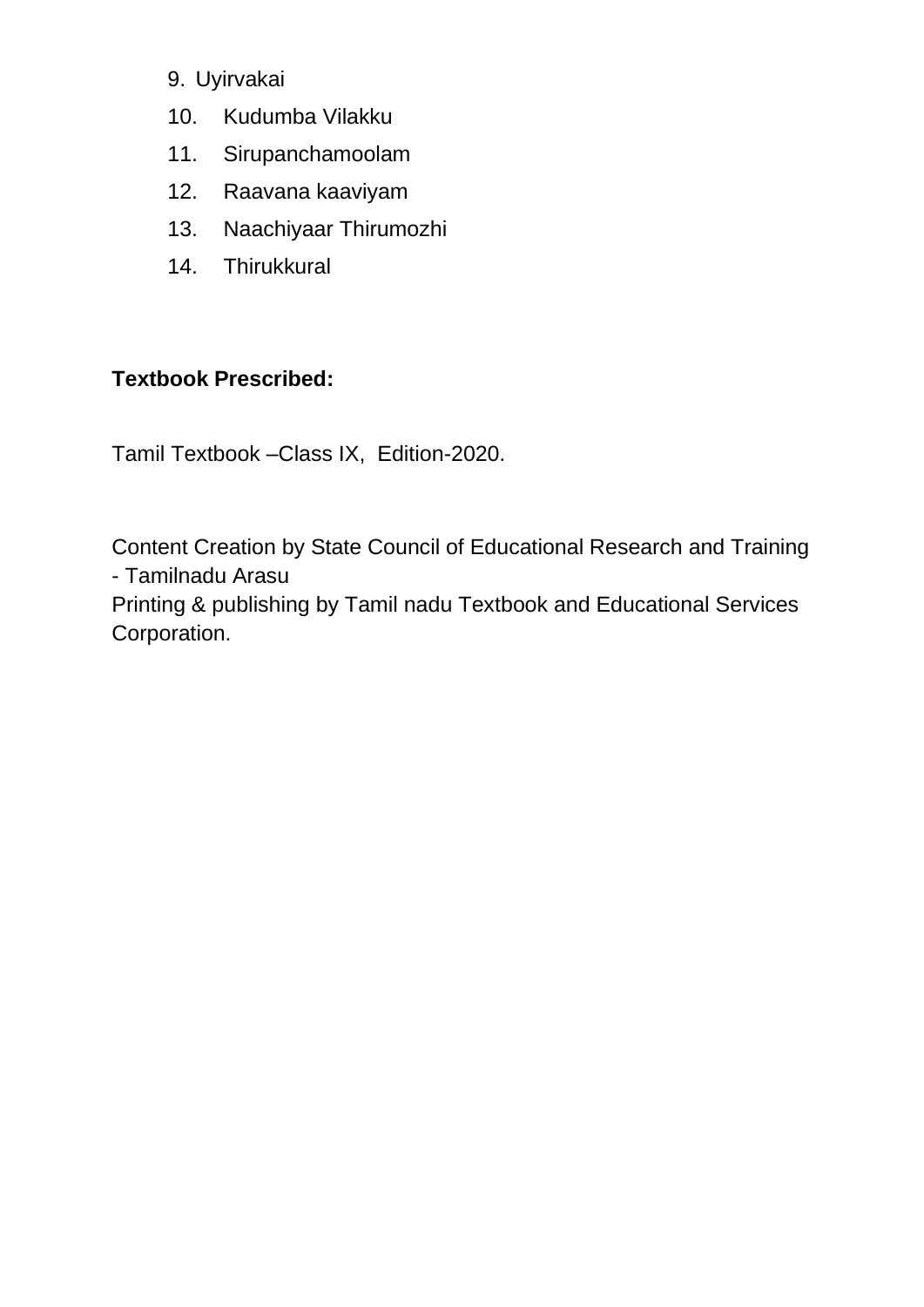9. Uyirvakai
10. Kudumba Vilakku
11. Sirupanchamoolam
12. Raavana kaaviyam
13. Naachiyaar Thirumozhi
14. Thirukkural

**Textbook Prescribed:**

Tamil Textbook –Class IX, Edition-2020.

Content Creation by State Council of Educational Research and Training - Tamilnadu Arasu
Printing & publishing by Tamil nadu Textbook and Educational Services Corporation.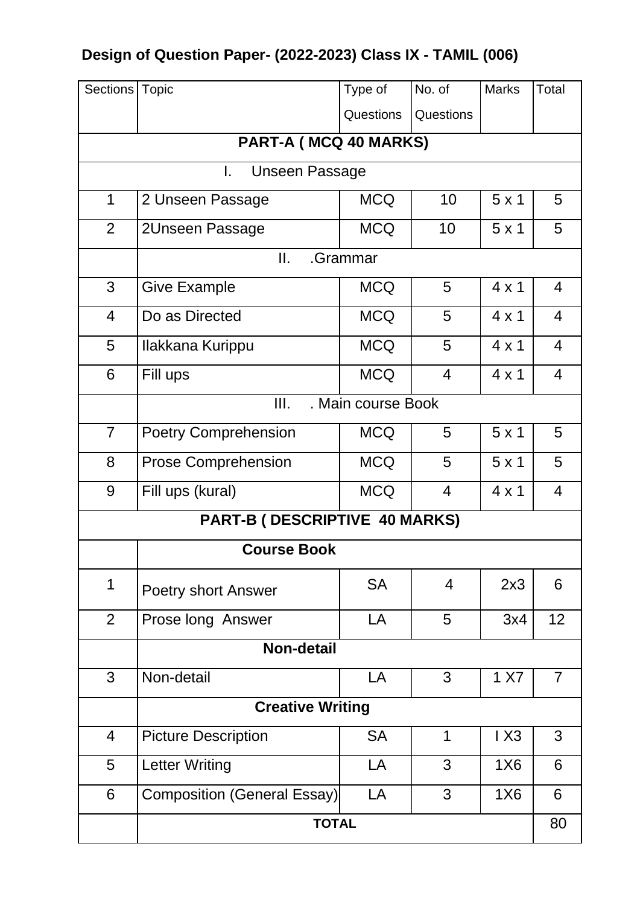## Design of Question Paper- (2022-2023) Class IX - TAMIL (006)

| Sections | Topic | Type of Questions | No. of Questions | Marks | Total |
|---|---|---|---|---|---|
| **PART-A ( MCQ 40 MARKS)** | | | | | |
| I. Unseen Passage | | | | | |
| 1 | 2 Unseen Passage | MCQ | 10 | 5 x 1 | 5 |
| 2 | 2Unseen Passage | MCQ | 10 | 5 x 1 | 5 |
| | II. .Grammar | | | | |
| 3 | Give Example | MCQ | 5 | 4 x 1 | 4 |
| 4 | Do as Directed | MCQ | 5 | 4 x 1 | 4 |
| 5 | Ilakkana Kurippu | MCQ | 5 | 4 x 1 | 4 |
| 6 | Fill ups | MCQ | 4 | 4 x 1 | 4 |
| | III. . Main course Book | | | | |
| 7 | Poetry Comprehension | MCQ | 5 | 5 x 1 | 5 |
| 8 | Prose Comprehension | MCQ | 5 | 5 x 1 | 5 |
| 9 | Fill ups (kural) | MCQ | 4 | 4 x 1 | 4 |
| **PART-B ( DESCRIPTIVE 40 MARKS)** | | | | | |
| | **Course Book** | | | | |
| 1 | Poetry short Answer | SA | 4 | 2x3 | 6 |
| 2 | Prose long Answer | LA | 5 | 3x4 | 12 |
| | **Non-detail** | | | | |
| 3 | Non-detail | LA | 3 | 1 X7 | 7 |
| | **Creative Writing** | | | | |
| 4 | Picture Description | SA | 1 | I X3 | 3 |
| 5 | Letter Writing | LA | 3 | 1X6 | 6 |
| 6 | Composition (General Essay) | LA | 3 | 1X6 | 6 |
| | **TOTAL** | | | | 80 |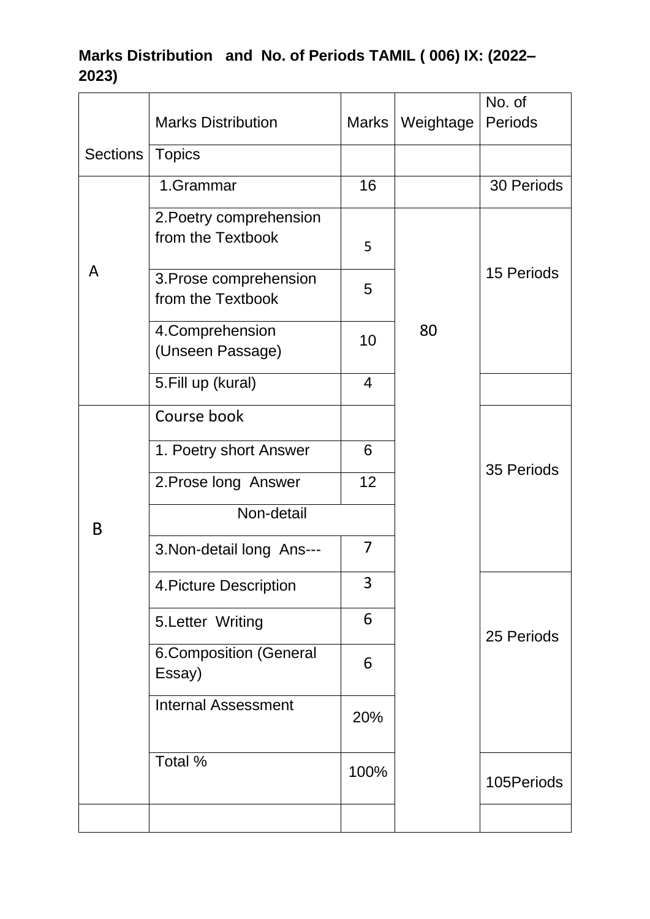**Marks Distribution and No. of Periods TAMIL ( 006) IX: (2022–2023)**

| Sections | Marks Distribution | Marks | Weightage | No. of Periods |
|---|---|---|---|---|
| | Topics | | | |
| A | 1.Grammar | 16 | | 30 Periods |
| | 2.Poetry comprehension from the Textbook | 5 | 80 | 15 Periods |
| | 3.Prose comprehension from the Textbook | 5 | | |
| | 4.Comprehension (Unseen Passage) | 10 | | |
| | 5.Fill up (kural) | 4 | | |
| B | Course book | | | 35 Periods |
| | 1. Poetry short Answer | 6 | | |
| | 2.Prose long Answer | 12 | | |
| | Non-detail | | | |
| | 3.Non-detail long Ans--- | 7 | | |
| | 4.Picture Description | 3 | | 25 Periods |
| | 5.Letter Writing | 6 | | |
| | 6.Composition (General Essay) | 6 | | |
| | Internal Assessment | 20% | | |
| | Total % | 100% | | 105Periods |
| | | | | |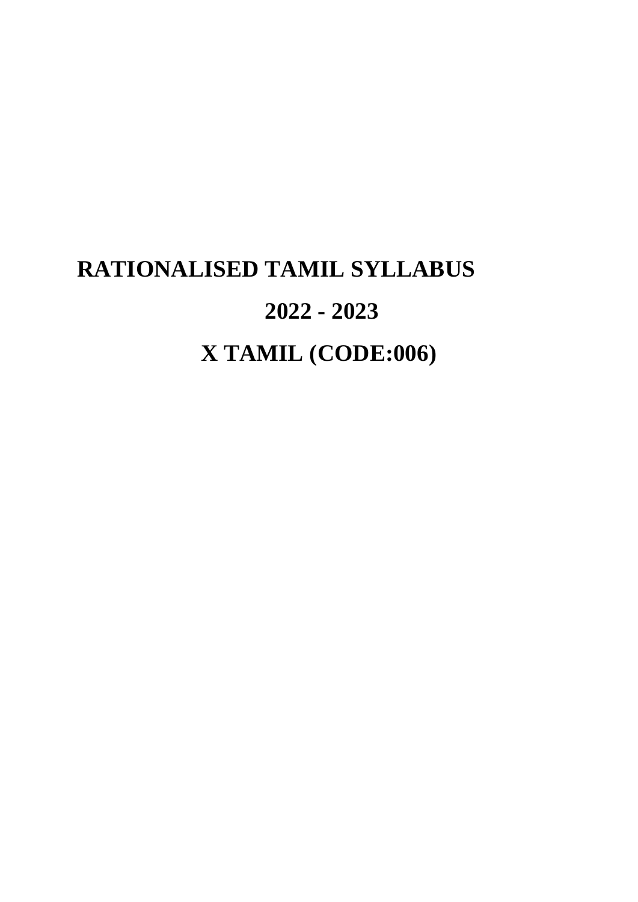# RATIONALISED TAMIL SYLLABUS

## 2022 - 2023

## X TAMIL (CODE:006)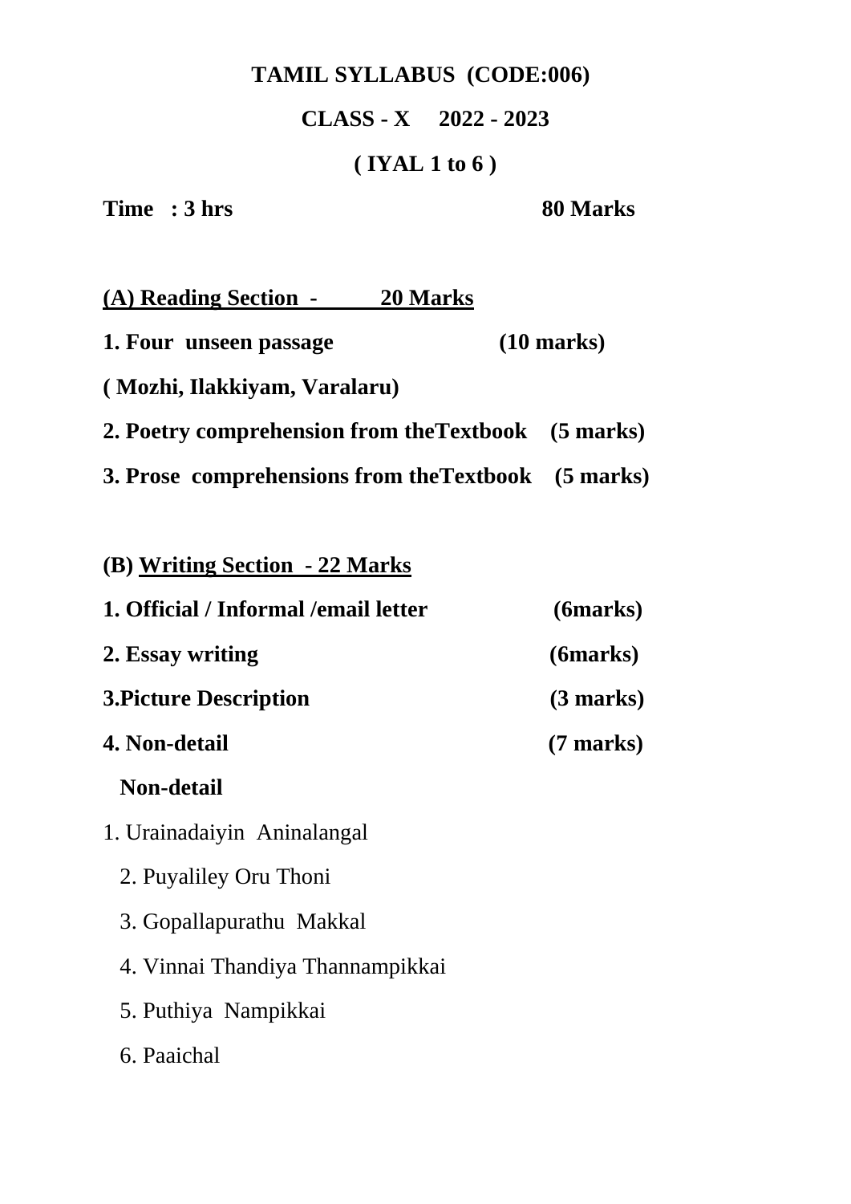**TAMIL SYLLABUS (CODE:006)**

**CLASS - X 2022 - 2023**

**( IYAL 1 to 6 )**

**Time : 3 hrs** **80 Marks**

**<u>(A) Reading Section - 20 Marks</u>**

**1. Four unseen passage (10 marks)**

**( Mozhi, Ilakkiyam, Varalaru)**

**2. Poetry comprehension from theTextbook (5 marks)**

**3. Prose comprehensions from theTextbook (5 marks)**

**(B) <u>Writing Section - 22 Marks</u>**

**1. Official / Informal /email letter (6marks)**

**2. Essay writing (6marks)**

**3.Picture Description (3 marks)**

**4. Non-detail (7 marks)**

**Non-detail**

1. Urainadaiyin Aninalangal
2. Puyaliley Oru Thoni
3. Gopallapurathu Makkal
4. Vinnai Thandiya Thannampikkai
5. Puthiya Nampikkai
6. Paaichal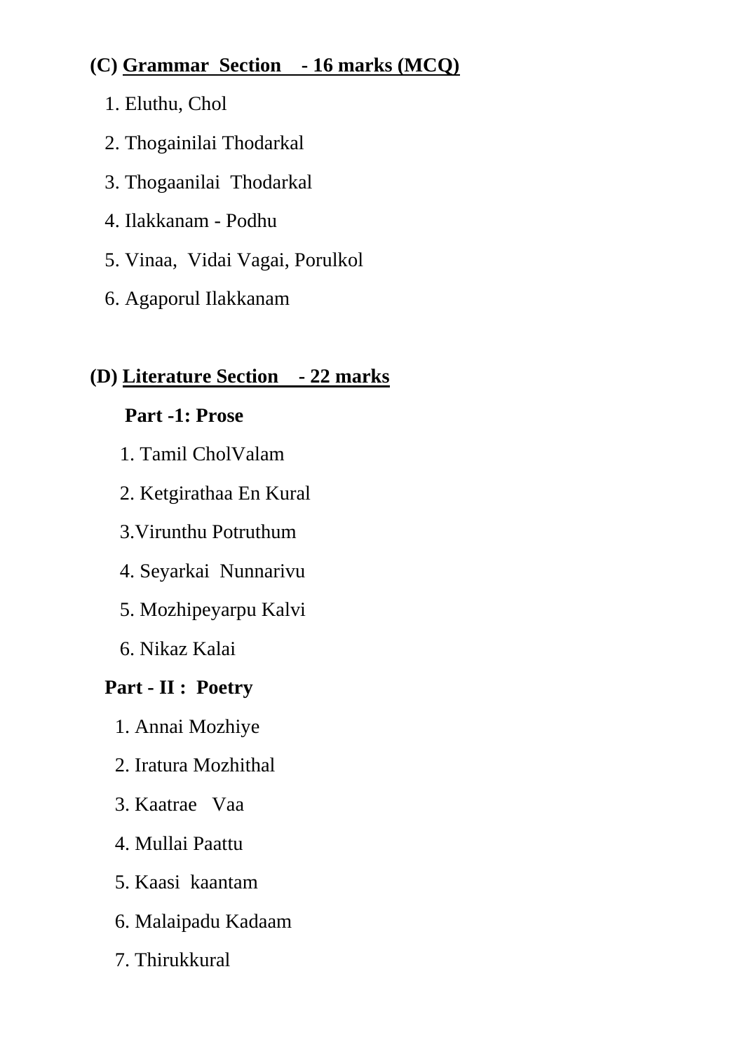**(C) <u>Grammar Section - 16 marks (MCQ)</u>**

1. Eluthu, Chol
2. Thogainilai Thodarkal
3. Thogaanilai Thodarkal
4. Ilakkanam - Podhu
5. Vinaa, Vidai Vagai, Porulkol
6. Agaporul Ilakkanam

**(D) <u>Literature Section - 22 marks</u>**

**Part -1: Prose**

1. Tamil CholValam
2. Ketgirathaa En Kural
3. Virunthu Potruthum
4. Seyarkai Nunnarivu
5. Mozhipeyarpu Kalvi
6. Nikaz Kalai

**Part - II : Poetry**

1. Annai Mozhiye
2. Iratura Mozhithal
3. Kaatrae Vaa
4. Mullai Paattu
5. Kaasi kaantam
6. Malaipadu Kadaam
7. Thirukkural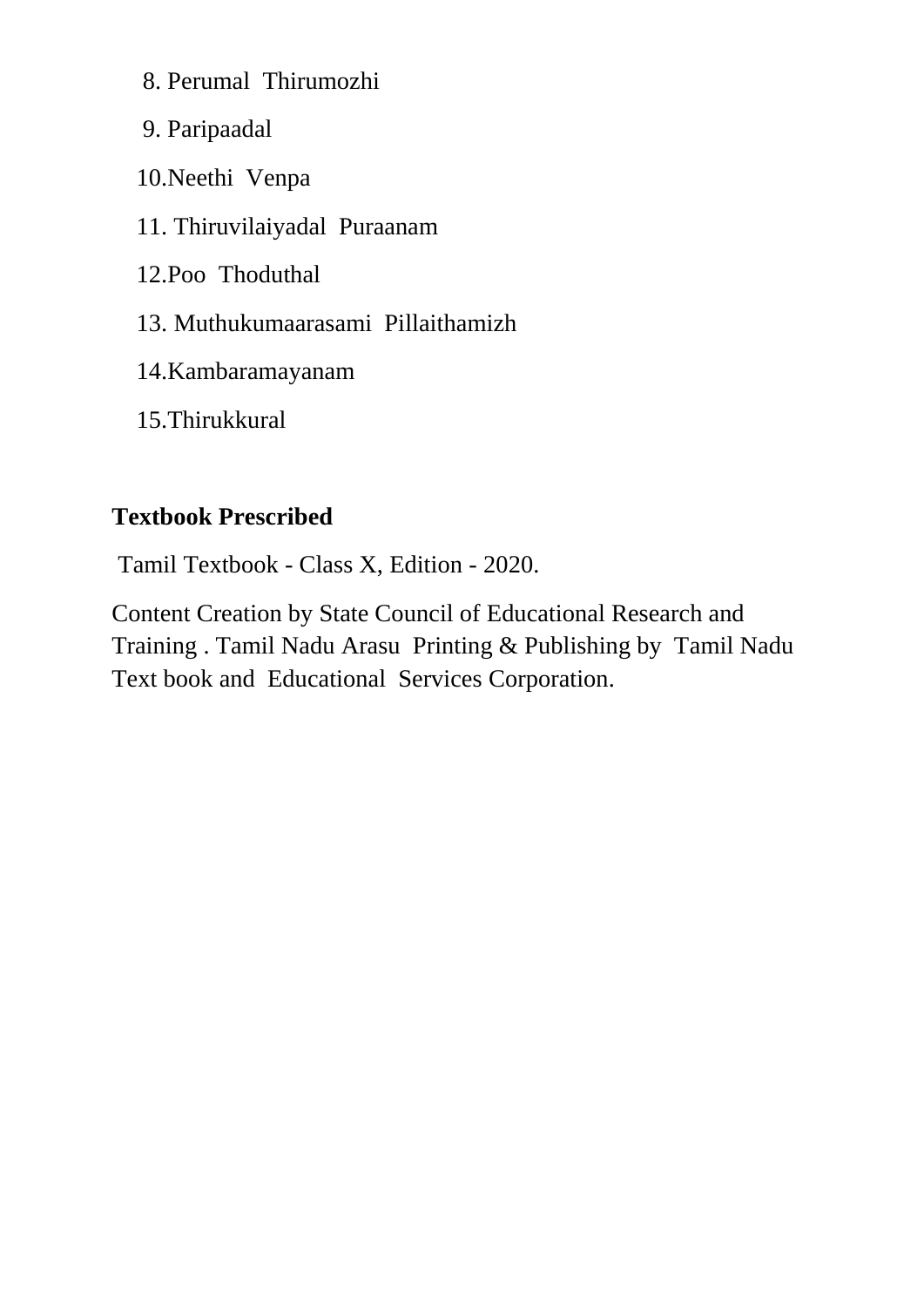8. Perumal Thirumozhi
9. Paripaadal
10. Neethi Venpa
11. Thiruvilaiyadal Puraanam
12. Poo Thoduthal
13. Muthukumaarasami Pillaithamizh
14. Kambaramayanam
15. Thirukkural

**Textbook Prescribed**

Tamil Textbook - Class X, Edition - 2020.

Content Creation by State Council of Educational Research and Training . Tamil Nadu Arasu Printing & Publishing by Tamil Nadu Text book and Educational Services Corporation.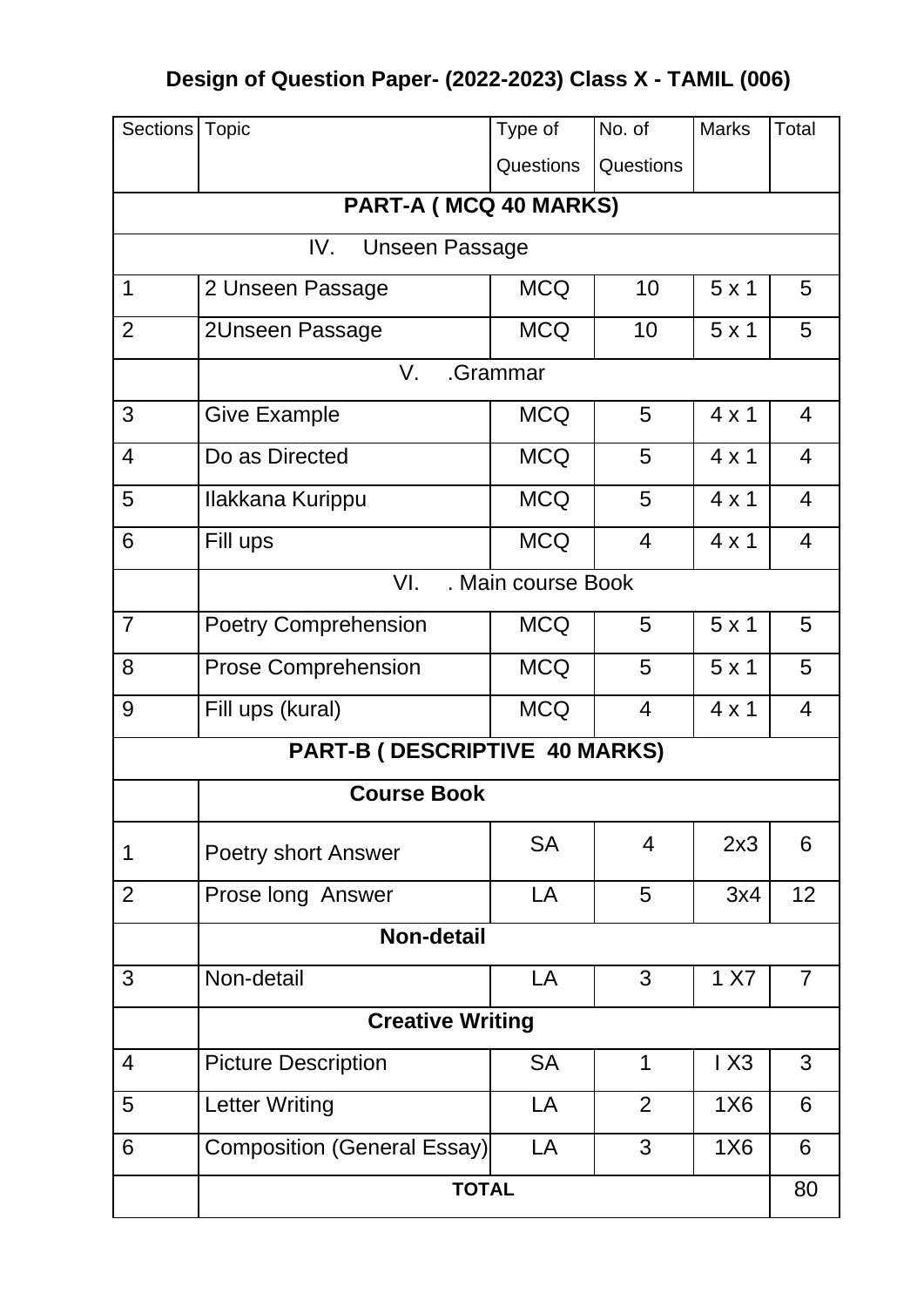## Design of Question Paper- (2022-2023) Class X - TAMIL (006)

| Sections | Topic | Type of Questions | No. of Questions | Marks | Total |
|---|---|---|---|---|---|
| **PART-A ( MCQ 40 MARKS)** | | | | | |
| IV. Unseen Passage | | | | | |
| 1 | 2 Unseen Passage | MCQ | 10 | 5 x 1 | 5 |
| 2 | 2Unseen Passage | MCQ | 10 | 5 x 1 | 5 |
| | V. .Grammar | | | | |
| 3 | Give Example | MCQ | 5 | 4 x 1 | 4 |
| 4 | Do as Directed | MCQ | 5 | 4 x 1 | 4 |
| 5 | Ilakkana Kurippu | MCQ | 5 | 4 x 1 | 4 |
| 6 | Fill ups | MCQ | 4 | 4 x 1 | 4 |
| | VI. . Main course Book | | | | |
| 7 | Poetry Comprehension | MCQ | 5 | 5 x 1 | 5 |
| 8 | Prose Comprehension | MCQ | 5 | 5 x 1 | 5 |
| 9 | Fill ups (kural) | MCQ | 4 | 4 x 1 | 4 |
| **PART-B ( DESCRIPTIVE 40 MARKS)** | | | | | |
| | **Course Book** | | | | |
| 1 | Poetry short Answer | SA | 4 | 2x3 | 6 |
| 2 | Prose long Answer | LA | 5 | 3x4 | 12 |
| | **Non-detail** | | | | |
| 3 | Non-detail | LA | 3 | 1 X7 | 7 |
| | **Creative Writing** | | | | |
| 4 | Picture Description | SA | 1 | I X3 | 3 |
| 5 | Letter Writing | LA | 2 | 1X6 | 6 |
| 6 | Composition (General Essay) | LA | 3 | 1X6 | 6 |
| | **TOTAL** | | | | 80 |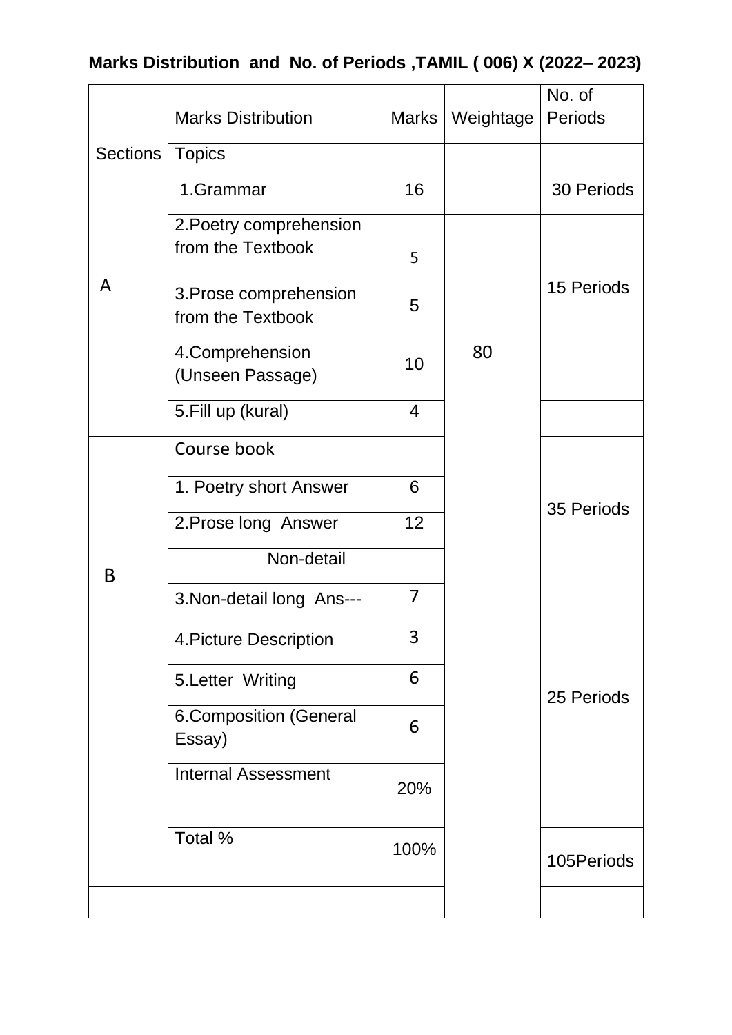**Marks Distribution and No. of Periods ,TAMIL ( 006) X (2022– 2023)**

| | Marks Distribution | Marks | Weightage | No. of Periods |
|---|---|---|---|---|
| Sections | Topics | | | |
| A | 1.Grammar | 16 | | 30 Periods |
| | 2.Poetry comprehension from the Textbook | 5 | 80 | 15 Periods |
| | 3.Prose comprehension from the Textbook | 5 | | |
| | 4.Comprehension (Unseen Passage) | 10 | | |
| | 5.Fill up (kural) | 4 | | |
| B | Course book | | | 35 Periods |
| | 1. Poetry short Answer | 6 | | |
| | 2.Prose long Answer | 12 | | |
| | Non-detail | | | |
| | 3.Non-detail long Ans--- | 7 | | |
| | 4.Picture Description | 3 | | 25 Periods |
| | 5.Letter Writing | 6 | | |
| | 6.Composition (General Essay) | 6 | | |
| | Internal Assessment | 20% | | |
| | Total % | 100% | | 105Periods |
| | | | | |